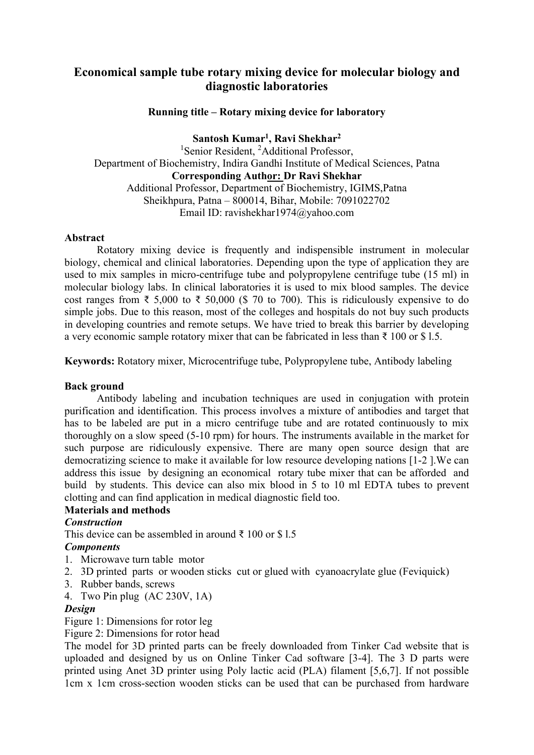# Economical sample tube rotary mixing device for molecular biology and diagnostic laboratories

**Running title – Rotary mixing device for laboratory**

**Santosh Kumar[1], Ravi Shekhar[2]**

[1]Senior Resident, [2]Additional Professor,
Department of Biochemistry, Indira Gandhi Institute of Medical Sciences, Patna

**Corresponding Author: Dr Ravi Shekhar**

Additional Professor, Department of Biochemistry, IGIMS,Patna
Sheikhpura, Patna – 800014, Bihar, Mobile: 7091022702
Email ID: ravishekhar1974@yahoo.com

## Abstract

Rotatory mixing device is frequently and indispensible instrument in molecular biology, chemical and clinical laboratories. Depending upon the type of application they are used to mix samples in micro-centrifuge tube and polypropylene centrifuge tube (15 ml) in molecular biology labs. In clinical laboratories it is used to mix blood samples. The device cost ranges from ₹ 5,000 to ₹ 50,000 ($ 70 to 700). This is ridiculously expensive to do simple jobs. Due to this reason, most of the colleges and hospitals do not buy such products in developing countries and remote setups. We have tried to break this barrier by developing a very economic sample rotatory mixer that can be fabricated in less than ₹ 100 or $ l.5.

**Keywords:** Rotatory mixer, Microcentrifuge tube, Polypropylene tube, Antibody labeling

## Back ground

Antibody labeling and incubation techniques are used in conjugation with protein purification and identification. This process involves a mixture of antibodies and target that has to be labeled are put in a micro centrifuge tube and are rotated continuously to mix thoroughly on a slow speed (5-10 rpm) for hours. The instruments available in the market for such purpose are ridiculously expensive. There are many open source design that are democratizing science to make it available for low resource developing nations [1-2 ].We can address this issue by designing an economical rotary tube mixer that can be afforded and build by students. This device can also mix blood in 5 to 10 ml EDTA tubes to prevent clotting and can find application in medical diagnostic field too.

## Materials and methods

### *Construction*

This device can be assembled in around ₹ 100 or $ l.5

### *Components*

1. Microwave turn table motor
2. 3D printed parts or wooden sticks cut or glued with cyanoacrylate glue (Feviquick)
3. Rubber bands, screws
4. Two Pin plug (AC 230V, 1A)

### *Design*

Figure 1: Dimensions for rotor leg

Figure 2: Dimensions for rotor head

The model for 3D printed parts can be freely downloaded from Tinker Cad website that is uploaded and designed by us on Online Tinker Cad software [3-4]. The 3 D parts were printed using Anet 3D printer using Poly lactic acid (PLA) filament [5,6,7]. If not possible 1cm x 1cm cross-section wooden sticks can be used that can be purchased from hardware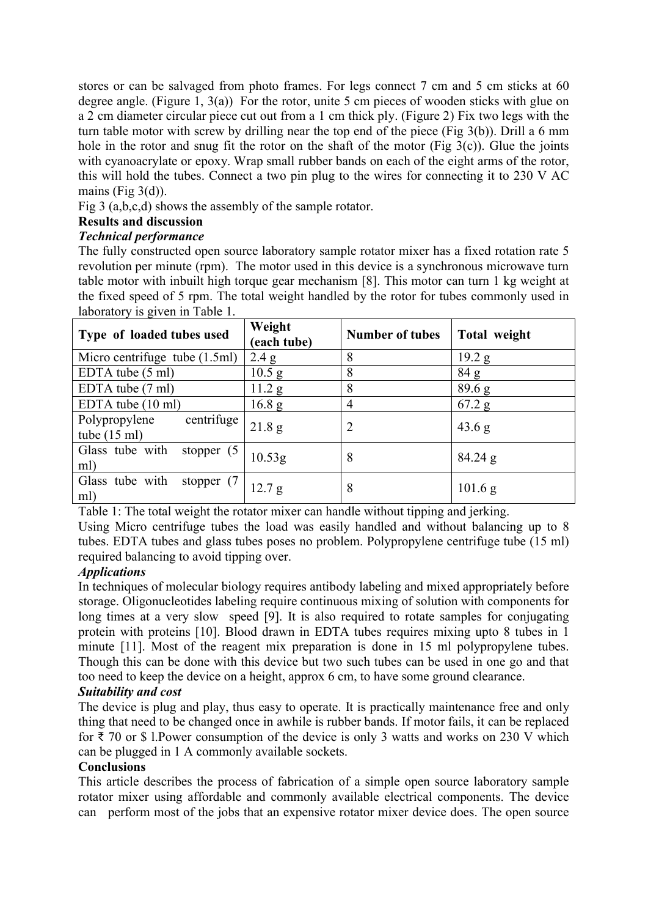stores or can be salvaged from photo frames. For legs connect 7 cm and 5 cm sticks at 60 degree angle. (Figure 1, 3(a)) For the rotor, unite 5 cm pieces of wooden sticks with glue on a 2 cm diameter circular piece cut out from a 1 cm thick ply. (Figure 2) Fix two legs with the turn table motor with screw by drilling near the top end of the piece (Fig 3(b)). Drill a 6 mm hole in the rotor and snug fit the rotor on the shaft of the motor (Fig 3(c)). Glue the joints with cyanoacrylate or epoxy. Wrap small rubber bands on each of the eight arms of the rotor, this will hold the tubes. Connect a two pin plug to the wires for connecting it to 230 V AC mains (Fig 3(d)).

Fig 3 (a,b,c,d) shows the assembly of the sample rotator.

**Results and discussion**

***Technical performance***

The fully constructed open source laboratory sample rotator mixer has a fixed rotation rate 5 revolution per minute (rpm). The motor used in this device is a synchronous microwave turn table motor with inbuilt high torque gear mechanism [8]. This motor can turn 1 kg weight at the fixed speed of 5 rpm. The total weight handled by the rotor for tubes commonly used in laboratory is given in Table 1.

| Type of loaded tubes used | Weight (each tube) | Number of tubes | Total weight |
|---|---|---|---|
| Micro centrifuge tube (1.5ml) | 2.4 g | 8 | 19.2 g |
| EDTA tube (5 ml) | 10.5 g | 8 | 84 g |
| EDTA tube (7 ml) | 11.2 g | 8 | 89.6 g |
| EDTA tube (10 ml) | 16.8 g | 4 | 67.2 g |
| Polypropylene centrifuge tube (15 ml) | 21.8 g | 2 | 43.6 g |
| Glass tube with stopper (5 ml) | 10.53g | 8 | 84.24 g |
| Glass tube with stopper (7 ml) | 12.7 g | 8 | 101.6 g |

Table 1: The total weight the rotator mixer can handle without tipping and jerking.

Using Micro centrifuge tubes the load was easily handled and without balancing up to 8 tubes. EDTA tubes and glass tubes poses no problem. Polypropylene centrifuge tube (15 ml) required balancing to avoid tipping over.

***Applications***

In techniques of molecular biology requires antibody labeling and mixed appropriately before storage. Oligonucleotides labeling require continuous mixing of solution with components for long times at a very slow speed [9]. It is also required to rotate samples for conjugating protein with proteins [10]. Blood drawn in EDTA tubes requires mixing upto 8 tubes in 1 minute [11]. Most of the reagent mix preparation is done in 15 ml polypropylene tubes. Though this can be done with this device but two such tubes can be used in one go and that too need to keep the device on a height, approx 6 cm, to have some ground clearance.

***Suitability and cost***

The device is plug and play, thus easy to operate. It is practically maintenance free and only thing that need to be changed once in awhile is rubber bands. If motor fails, it can be replaced for ₹ 70 or $ l.Power consumption of the device is only 3 watts and works on 230 V which can be plugged in 1 A commonly available sockets.

**Conclusions**

This article describes the process of fabrication of a simple open source laboratory sample rotator mixer using affordable and commonly available electrical components. The device can perform most of the jobs that an expensive rotator mixer device does. The open source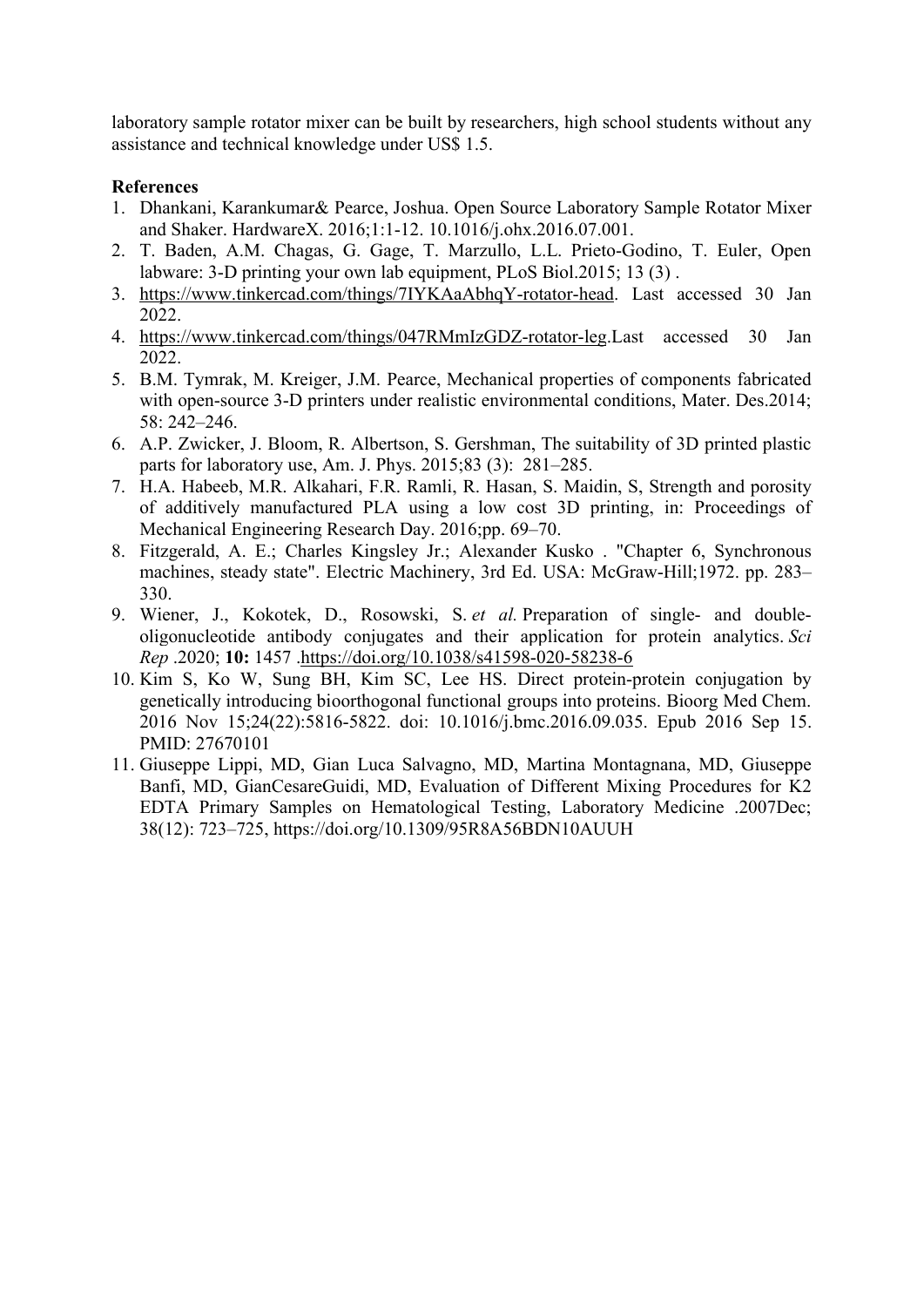laboratory sample rotator mixer can be built by researchers, high school students without any assistance and technical knowledge under US$ 1.5.

**References**

1. Dhankani, Karankumar& Pearce, Joshua. Open Source Laboratory Sample Rotator Mixer and Shaker. HardwareX. 2016;1:1-12. 10.1016/j.ohx.2016.07.001.
2. T. Baden, A.M. Chagas, G. Gage, T. Marzullo, L.L. Prieto-Godino, T. Euler, Open labware: 3-D printing your own lab equipment, PLoS Biol.2015; 13 (3) .
3. https://www.tinkercad.com/things/7IYKAaAbhqY-rotator-head. Last accessed 30 Jan 2022.
4. https://www.tinkercad.com/things/047RMmIzGDZ-rotator-leg.Last accessed 30 Jan 2022.
5. B.M. Tymrak, M. Kreiger, J.M. Pearce, Mechanical properties of components fabricated with open-source 3-D printers under realistic environmental conditions, Mater. Des.2014; 58: 242–246.
6. A.P. Zwicker, J. Bloom, R. Albertson, S. Gershman, The suitability of 3D printed plastic parts for laboratory use, Am. J. Phys. 2015;83 (3): 281–285.
7. H.A. Habeeb, M.R. Alkahari, F.R. Ramli, R. Hasan, S. Maidin, S, Strength and porosity of additively manufactured PLA using a low cost 3D printing, in: Proceedings of Mechanical Engineering Research Day. 2016;pp. 69–70.
8. Fitzgerald, A. E.; Charles Kingsley Jr.; Alexander Kusko . "Chapter 6, Synchronous machines, steady state". Electric Machinery, 3rd Ed. USA: McGraw-Hill;1972. pp. 283–330.
9. Wiener, J., Kokotek, D., Rosowski, S. *et al.* Preparation of single- and double-oligonucleotide antibody conjugates and their application for protein analytics. *Sci Rep* .2020; **10:** 1457 .https://doi.org/10.1038/s41598-020-58238-6
10. Kim S, Ko W, Sung BH, Kim SC, Lee HS. Direct protein-protein conjugation by genetically introducing bioorthogonal functional groups into proteins. Bioorg Med Chem. 2016 Nov 15;24(22):5816-5822. doi: 10.1016/j.bmc.2016.09.035. Epub 2016 Sep 15. PMID: 27670101
11. Giuseppe Lippi, MD, Gian Luca Salvagno, MD, Martina Montagnana, MD, Giuseppe Banfi, MD, GianCesareGuidi, MD, Evaluation of Different Mixing Procedures for K2 EDTA Primary Samples on Hematological Testing, Laboratory Medicine .2007Dec; 38(12): 723–725, https://doi.org/10.1309/95R8A56BDN10AUUH